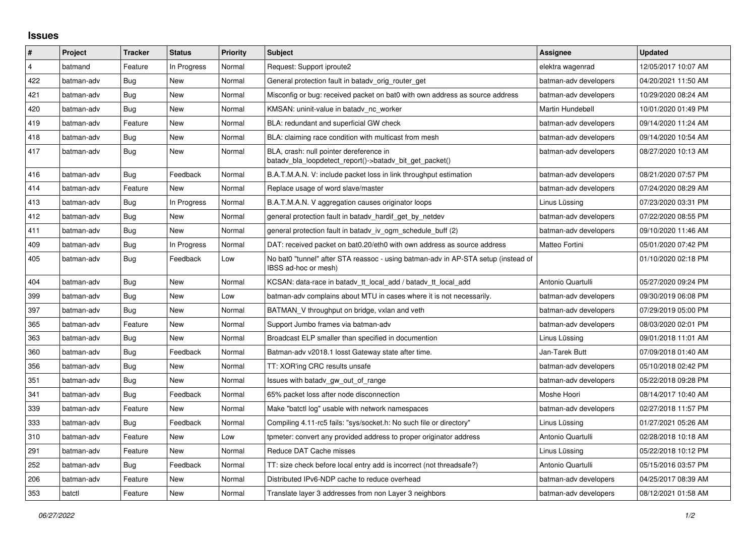# Issues

| # | Project | Tracker | Status | Priority | Subject | Assignee | Updated |
|---|---|---|---|---|---|---|---|
| 4 | batmand | Feature | In Progress | Normal | Request: Support iproute2 | elektra wagenrad | 12/05/2017 10:07 AM |
| 422 | batman-adv | Bug | New | Normal | General protection fault in batadv_orig_router_get | batman-adv developers | 04/20/2021 11:50 AM |
| 421 | batman-adv | Bug | New | Normal | Misconfig or bug: received packet on bat0 with own address as source address | batman-adv developers | 10/29/2020 08:24 AM |
| 420 | batman-adv | Bug | New | Normal | KMSAN: uninit-value in batadv_nc_worker | Martin Hundebøll | 10/01/2020 01:49 PM |
| 419 | batman-adv | Feature | New | Normal | BLA: redundant and superficial GW check | batman-adv developers | 09/14/2020 11:24 AM |
| 418 | batman-adv | Bug | New | Normal | BLA: claiming race condition with multicast from mesh | batman-adv developers | 09/14/2020 10:54 AM |
| 417 | batman-adv | Bug | New | Normal | BLA, crash: null pointer dereference in batadv_bla_loopdetect_report()->batadv_bit_get_packet() | batman-adv developers | 08/27/2020 10:13 AM |
| 416 | batman-adv | Bug | Feedback | Normal | B.A.T.M.A.N. V: include packet loss in link throughput estimation | batman-adv developers | 08/21/2020 07:57 PM |
| 414 | batman-adv | Feature | New | Normal | Replace usage of word slave/master | batman-adv developers | 07/24/2020 08:29 AM |
| 413 | batman-adv | Bug | In Progress | Normal | B.A.T.M.A.N. V aggregation causes originator loops | Linus Lüssing | 07/23/2020 03:31 PM |
| 412 | batman-adv | Bug | New | Normal | general protection fault in batadv_hardif_get_by_netdev | batman-adv developers | 07/22/2020 08:55 PM |
| 411 | batman-adv | Bug | New | Normal | general protection fault in batadv_iv_ogm_schedule_buff (2) | batman-adv developers | 09/10/2020 11:46 AM |
| 409 | batman-adv | Bug | In Progress | Normal | DAT: received packet on bat0.20/eth0 with own address as source address | Matteo Fortini | 05/01/2020 07:42 PM |
| 405 | batman-adv | Bug | Feedback | Low | No bat0 "tunnel" after STA reassoc - using batman-adv in AP-STA setup (instead of IBSS ad-hoc or mesh) | | 01/10/2020 02:18 PM |
| 404 | batman-adv | Bug | New | Normal | KCSAN: data-race in batadv_tt_local_add / batadv_tt_local_add | Antonio Quartulli | 05/27/2020 09:24 PM |
| 399 | batman-adv | Bug | New | Low | batman-adv complains about MTU in cases where it is not necessarily. | batman-adv developers | 09/30/2019 06:08 PM |
| 397 | batman-adv | Bug | New | Normal | BATMAN_V throughput on bridge, vxlan and veth | batman-adv developers | 07/29/2019 05:00 PM |
| 365 | batman-adv | Feature | New | Normal | Support Jumbo frames via batman-adv | batman-adv developers | 08/03/2020 02:01 PM |
| 363 | batman-adv | Bug | New | Normal | Broadcast ELP smaller than specified in documention | Linus Lüssing | 09/01/2018 11:01 AM |
| 360 | batman-adv | Bug | Feedback | Normal | Batman-adv v2018.1 losst Gateway state after time. | Jan-Tarek Butt | 07/09/2018 01:40 AM |
| 356 | batman-adv | Bug | New | Normal | TT: XOR'ing CRC results unsafe | batman-adv developers | 05/10/2018 02:42 PM |
| 351 | batman-adv | Bug | New | Normal | Issues with batadv_gw_out_of_range | batman-adv developers | 05/22/2018 09:28 PM |
| 341 | batman-adv | Bug | Feedback | Normal | 65% packet loss after node disconnection | Moshe Hoori | 08/14/2017 10:40 AM |
| 339 | batman-adv | Feature | New | Normal | Make "batctl log" usable with network namespaces | batman-adv developers | 02/27/2018 11:57 PM |
| 333 | batman-adv | Bug | Feedback | Normal | Compiling 4.11-rc5 fails: "sys/socket.h: No such file or directory" | Linus Lüssing | 01/27/2021 05:26 AM |
| 310 | batman-adv | Feature | New | Low | tpmeter: convert any provided address to proper originator address | Antonio Quartulli | 02/28/2018 10:18 AM |
| 291 | batman-adv | Feature | New | Normal | Reduce DAT Cache misses | Linus Lüssing | 05/22/2018 10:12 PM |
| 252 | batman-adv | Bug | Feedback | Normal | TT: size check before local entry add is incorrect (not threadsafe?) | Antonio Quartulli | 05/15/2016 03:57 PM |
| 206 | batman-adv | Feature | New | Normal | Distributed IPv6-NDP cache to reduce overhead | batman-adv developers | 04/25/2017 08:39 AM |
| 353 | batctl | Feature | New | Normal | Translate layer 3 addresses from non Layer 3 neighbors | batman-adv developers | 08/12/2021 01:58 AM |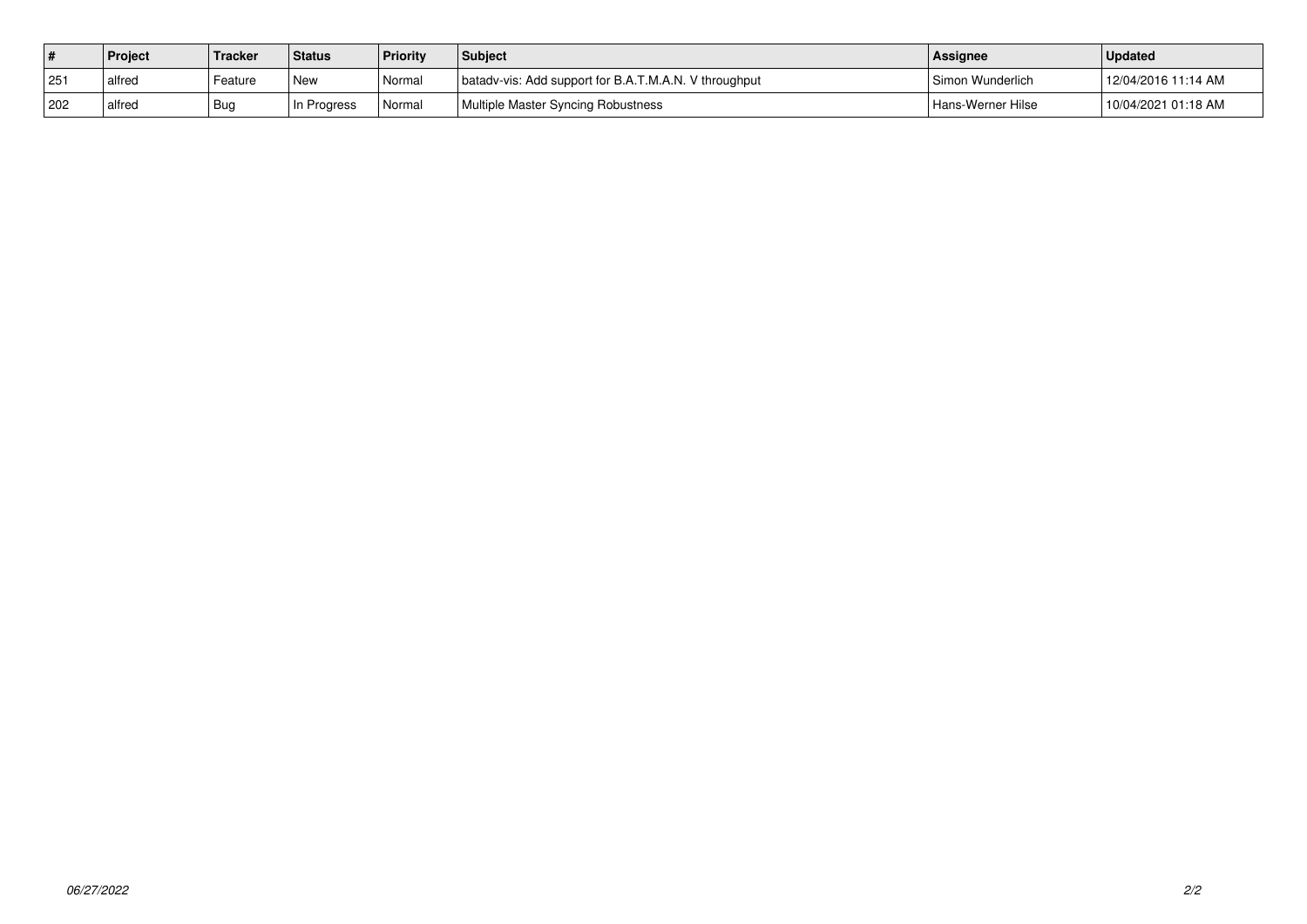| # | Project | Tracker | Status | Priority | Subject | Assignee | Updated |
|---|---|---|---|---|---|---|---|
| 251 | alfred | Feature | New | Normal | batadv-vis: Add support for B.A.T.M.A.N. V throughput | Simon Wunderlich | 12/04/2016 11:14 AM |
| 202 | alfred | Bug | In Progress | Normal | Multiple Master Syncing Robustness | Hans-Werner Hilse | 10/04/2021 01:18 AM |